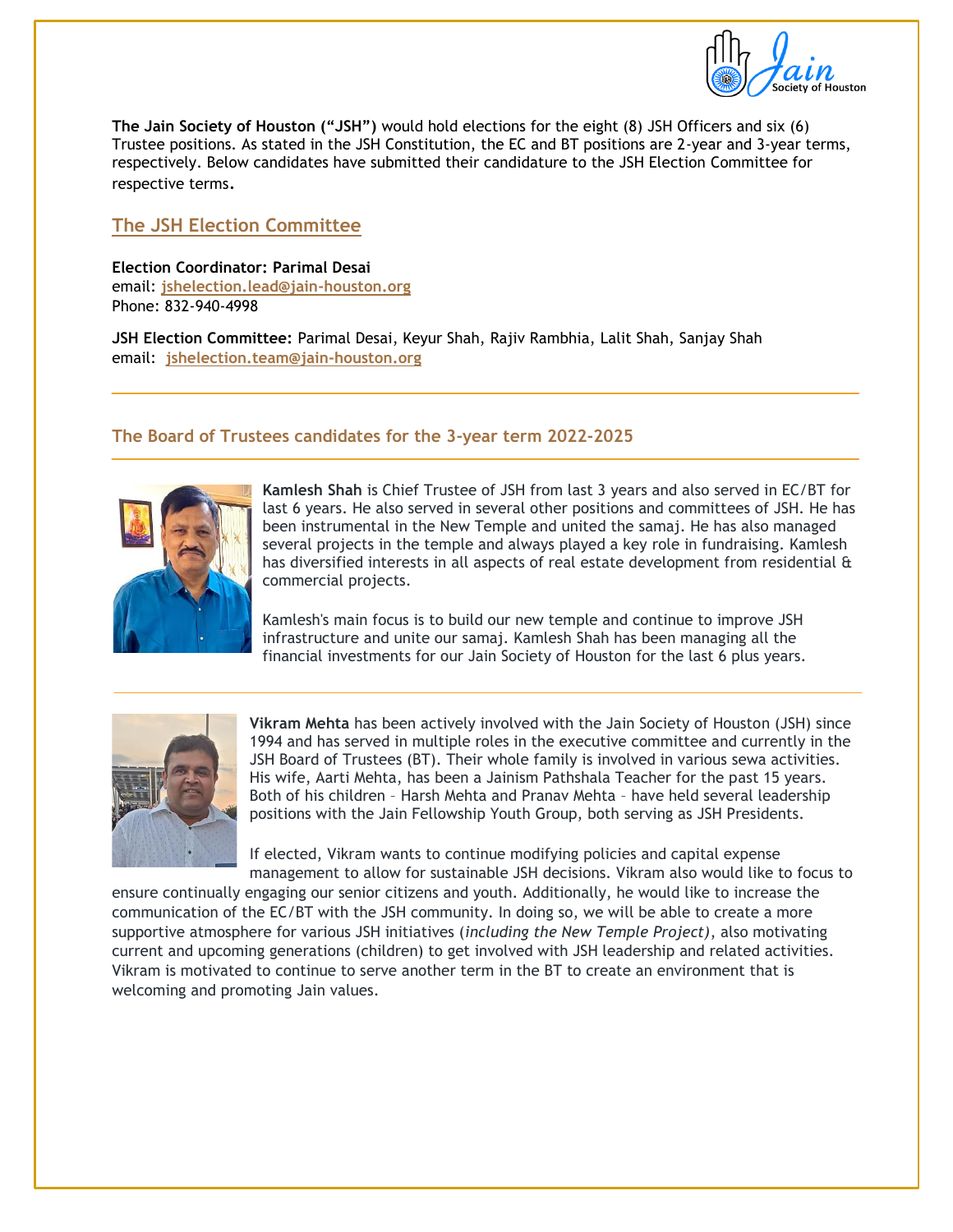**The Jain Society of Houston ("JSH")** would hold elections for the eight (8) JSH Officers and six (6) Trustee positions. As stated in the JSH Constitution, the EC and BT positions are 2-year and 3-year terms, respectively. Below candidates have submitted their candidature to the JSH Election Committee for respective terms.

## The JSH Election Committee

**Election Coordinator: Parimal Desai**
email: **jshelection.lead@jain-houston.org**
Phone: 832-940-4998

**JSH Election Committee:** Parimal Desai, Keyur Shah, Rajiv Rambhia, Lalit Shah, Sanjay Shah
email: **jshelection.team@jain-houston.org**

---

### The Board of Trustees candidates for the 3-year term 2022-2025

---

**Kamlesh Shah** is Chief Trustee of JSH from last 3 years and also served in EC/BT for last 6 years. He also served in several other positions and committees of JSH. He has been instrumental in the New Temple and united the samaj. He has also managed several projects in the temple and always played a key role in fundraising. Kamlesh has diversified interests in all aspects of real estate development from residential & commercial projects.

Kamlesh's main focus is to build our new temple and continue to improve JSH infrastructure and unite our samaj. Kamlesh Shah has been managing all the financial investments for our Jain Society of Houston for the last 6 plus years.

---

**Vikram Mehta** has been actively involved with the Jain Society of Houston (JSH) since 1994 and has served in multiple roles in the executive committee and currently in the JSH Board of Trustees (BT). Their whole family is involved in various sewa activities. His wife, Aarti Mehta, has been a Jainism Pathshala Teacher for the past 15 years. Both of his children – Harsh Mehta and Pranav Mehta – have held several leadership positions with the Jain Fellowship Youth Group, both serving as JSH Presidents.

If elected, Vikram wants to continue modifying policies and capital expense management to allow for sustainable JSH decisions. Vikram also would like to focus to ensure continually engaging our senior citizens and youth. Additionally, he would like to increase the communication of the EC/BT with the JSH community. In doing so, we will be able to create a more supportive atmosphere for various JSH initiatives (*including the New Temple Project),* also motivating current and upcoming generations (children) to get involved with JSH leadership and related activities. Vikram is motivated to continue to serve another term in the BT to create an environment that is welcoming and promoting Jain values.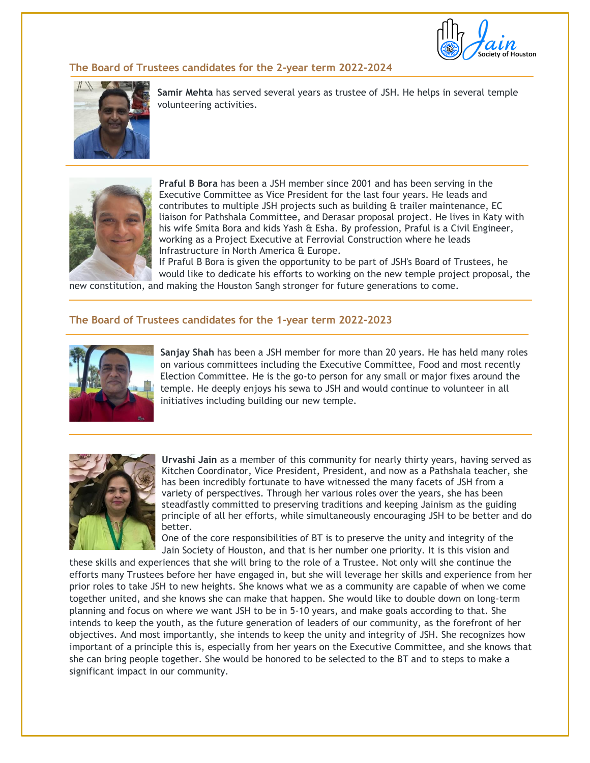## The Board of Trustees candidates for the 2-year term 2022-2024

**Samir Mehta** has served several years as trustee of JSH. He helps in several temple volunteering activities.

---

**Praful B Bora** has been a JSH member since 2001 and has been serving in the Executive Committee as Vice President for the last four years. He leads and contributes to multiple JSH projects such as building & trailer maintenance, EC liaison for Pathshala Committee, and Derasar proposal project. He lives in Katy with his wife Smita Bora and kids Yash & Esha. By profession, Praful is a Civil Engineer, working as a Project Executive at Ferrovial Construction where he leads Infrastructure in North America & Europe.

If Praful B Bora is given the opportunity to be part of JSH's Board of Trustees, he would like to dedicate his efforts to working on the new temple project proposal, the new constitution, and making the Houston Sangh stronger for future generations to come.

---

## The Board of Trustees candidates for the 1-year term 2022-2023

**Sanjay Shah** has been a JSH member for more than 20 years. He has held many roles on various committees including the Executive Committee, Food and most recently Election Committee. He is the go-to person for any small or major fixes around the temple. He deeply enjoys his sewa to JSH and would continue to volunteer in all initiatives including building our new temple.

---

**Urvashi Jain** as a member of this community for nearly thirty years, having served as Kitchen Coordinator, Vice President, President, and now as a Pathshala teacher, she has been incredibly fortunate to have witnessed the many facets of JSH from a variety of perspectives. Through her various roles over the years, she has been steadfastly committed to preserving traditions and keeping Jainism as the guiding principle of all her efforts, while simultaneously encouraging JSH to be better and do better.

One of the core responsibilities of BT is to preserve the unity and integrity of the Jain Society of Houston, and that is her number one priority. It is this vision and these skills and experiences that she will bring to the role of a Trustee. Not only will she continue the efforts many Trustees before her have engaged in, but she will leverage her skills and experience from her prior roles to take JSH to new heights. She knows what we as a community are capable of when we come together united, and she knows she can make that happen. She would like to double down on long-term planning and focus on where we want JSH to be in 5-10 years, and make goals according to that. She intends to keep the youth, as the future generation of leaders of our community, as the forefront of her objectives. And most importantly, she intends to keep the unity and integrity of JSH. She recognizes how important of a principle this is, especially from her years on the Executive Committee, and she knows that she can bring people together. She would be honored to be selected to the BT and to steps to make a significant impact in our community.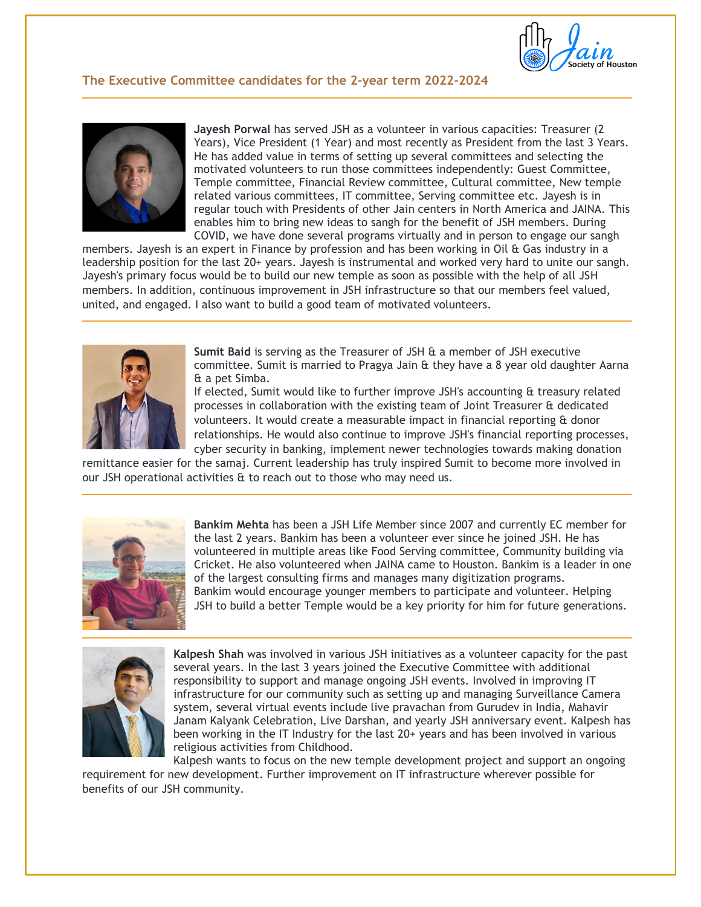## The Executive Committee candidates for the 2-year term 2022-2024

**Jayesh Porwal** has served JSH as a volunteer in various capacities: Treasurer (2 Years), Vice President (1 Year) and most recently as President from the last 3 Years. He has added value in terms of setting up several committees and selecting the motivated volunteers to run those committees independently: Guest Committee, Temple committee, Financial Review committee, Cultural committee, New temple related various committees, IT committee, Serving committee etc. Jayesh is in regular touch with Presidents of other Jain centers in North America and JAINA. This enables him to bring new ideas to sangh for the benefit of JSH members. During COVID, we have done several programs virtually and in person to engage our sangh members. Jayesh is an expert in Finance by profession and has been working in Oil & Gas industry in a leadership position for the last 20+ years. Jayesh is instrumental and worked very hard to unite our sangh. Jayesh's primary focus would be to build our new temple as soon as possible with the help of all JSH members. In addition, continuous improvement in JSH infrastructure so that our members feel valued, united, and engaged. I also want to build a good team of motivated volunteers.

---

**Sumit Baid** is serving as the Treasurer of JSH & a member of JSH executive committee. Sumit is married to Pragya Jain & they have a 8 year old daughter Aarna & a pet Simba.

If elected, Sumit would like to further improve JSH's accounting & treasury related processes in collaboration with the existing team of Joint Treasurer & dedicated volunteers. It would create a measurable impact in financial reporting & donor relationships. He would also continue to improve JSH's financial reporting processes, cyber security in banking, implement newer technologies towards making donation remittance easier for the samaj. Current leadership has truly inspired Sumit to become more involved in our JSH operational activities & to reach out to those who may need us.

---

**Bankim Mehta** has been a JSH Life Member since 2007 and currently EC member for the last 2 years. Bankim has been a volunteer ever since he joined JSH. He has volunteered in multiple areas like Food Serving committee, Community building via Cricket. He also volunteered when JAINA came to Houston. Bankim is a leader in one of the largest consulting firms and manages many digitization programs.

Bankim would encourage younger members to participate and volunteer. Helping JSH to build a better Temple would be a key priority for him for future generations.

---

**Kalpesh Shah** was involved in various JSH initiatives as a volunteer capacity for the past several years. In the last 3 years joined the Executive Committee with additional responsibility to support and manage ongoing JSH events. Involved in improving IT infrastructure for our community such as setting up and managing Surveillance Camera system, several virtual events include live pravachan from Gurudev in India, Mahavir Janam Kalyank Celebration, Live Darshan, and yearly JSH anniversary event. Kalpesh has been working in the IT Industry for the last 20+ years and has been involved in various religious activities from Childhood.

Kalpesh wants to focus on the new temple development project and support an ongoing requirement for new development. Further improvement on IT infrastructure wherever possible for benefits of our JSH community.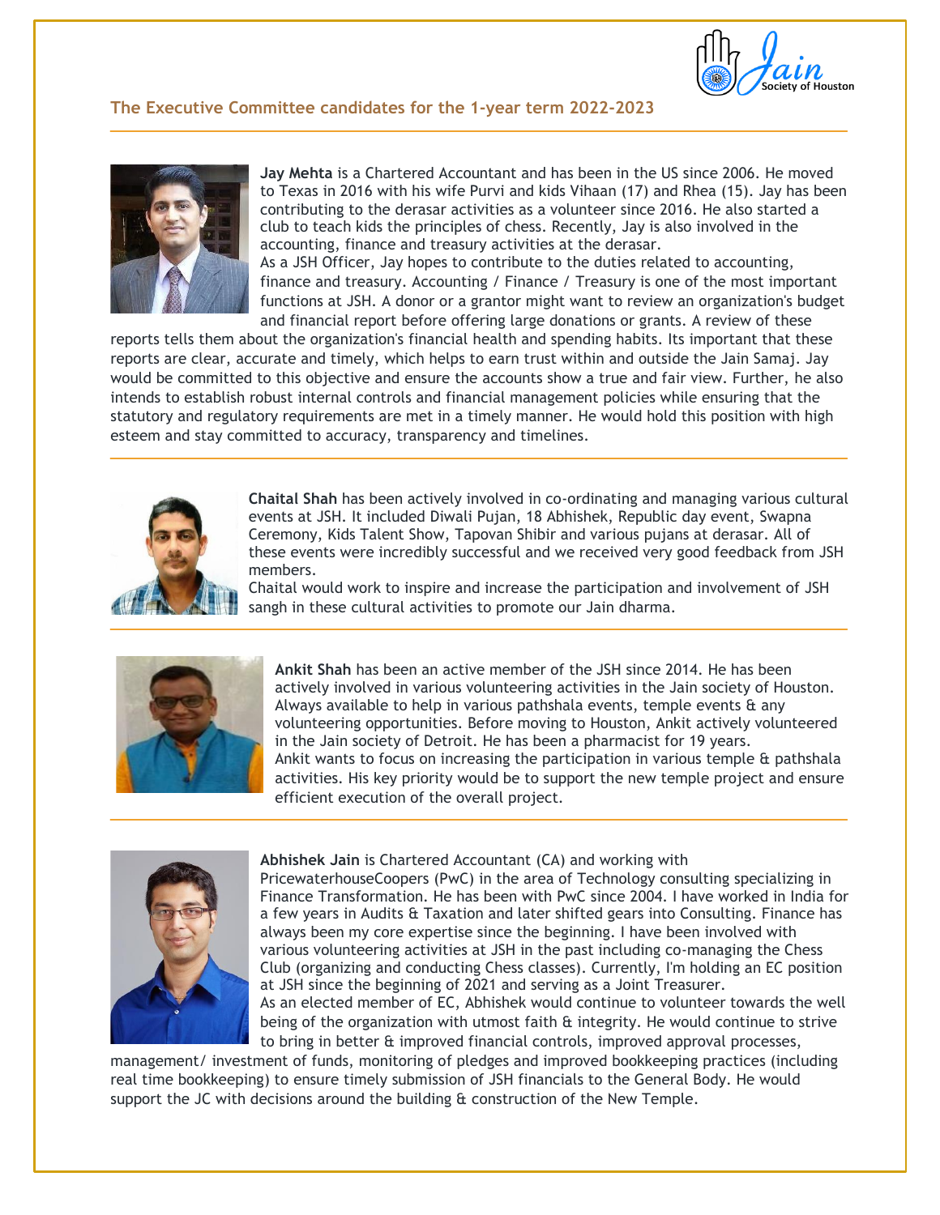## The Executive Committee candidates for the 1-year term 2022-2023

**Jay Mehta** is a Chartered Accountant and has been in the US since 2006. He moved to Texas in 2016 with his wife Purvi and kids Vihaan (17) and Rhea (15). Jay has been contributing to the derasar activities as a volunteer since 2016. He also started a club to teach kids the principles of chess. Recently, Jay is also involved in the accounting, finance and treasury activities at the derasar.
As a JSH Officer, Jay hopes to contribute to the duties related to accounting, finance and treasury. Accounting / Finance / Treasury is one of the most important functions at JSH. A donor or a grantor might want to review an organization's budget and financial report before offering large donations or grants. A review of these reports tells them about the organization's financial health and spending habits. Its important that these reports are clear, accurate and timely, which helps to earn trust within and outside the Jain Samaj. Jay would be committed to this objective and ensure the accounts show a true and fair view. Further, he also intends to establish robust internal controls and financial management policies while ensuring that the statutory and regulatory requirements are met in a timely manner. He would hold this position with high esteem and stay committed to accuracy, transparency and timelines.

---

**Chaital Shah** has been actively involved in co-ordinating and managing various cultural events at JSH. It included Diwali Pujan, 18 Abhishek, Republic day event, Swapna Ceremony, Kids Talent Show, Tapovan Shibir and various pujans at derasar. All of these events were incredibly successful and we received very good feedback from JSH members.
Chaital would work to inspire and increase the participation and involvement of JSH sangh in these cultural activities to promote our Jain dharma.

---

**Ankit Shah** has been an active member of the JSH since 2014. He has been actively involved in various volunteering activities in the Jain society of Houston. Always available to help in various pathshala events, temple events & any volunteering opportunities. Before moving to Houston, Ankit actively volunteered in the Jain society of Detroit. He has been a pharmacist for 19 years.
Ankit wants to focus on increasing the participation in various temple & pathshala activities. His key priority would be to support the new temple project and ensure efficient execution of the overall project.

---

**Abhishek Jain** is Chartered Accountant (CA) and working with PricewaterhouseCoopers (PwC) in the area of Technology consulting specializing in Finance Transformation. He has been with PwC since 2004. I have worked in India for a few years in Audits & Taxation and later shifted gears into Consulting. Finance has always been my core expertise since the beginning. I have been involved with various volunteering activities at JSH in the past including co-managing the Chess Club (organizing and conducting Chess classes). Currently, I'm holding an EC position at JSH since the beginning of 2021 and serving as a Joint Treasurer.
As an elected member of EC, Abhishek would continue to volunteer towards the well being of the organization with utmost faith & integrity. He would continue to strive to bring in better & improved financial controls, improved approval processes, management/ investment of funds, monitoring of pledges and improved bookkeeping practices (including real time bookkeeping) to ensure timely submission of JSH financials to the General Body. He would support the JC with decisions around the building & construction of the New Temple.